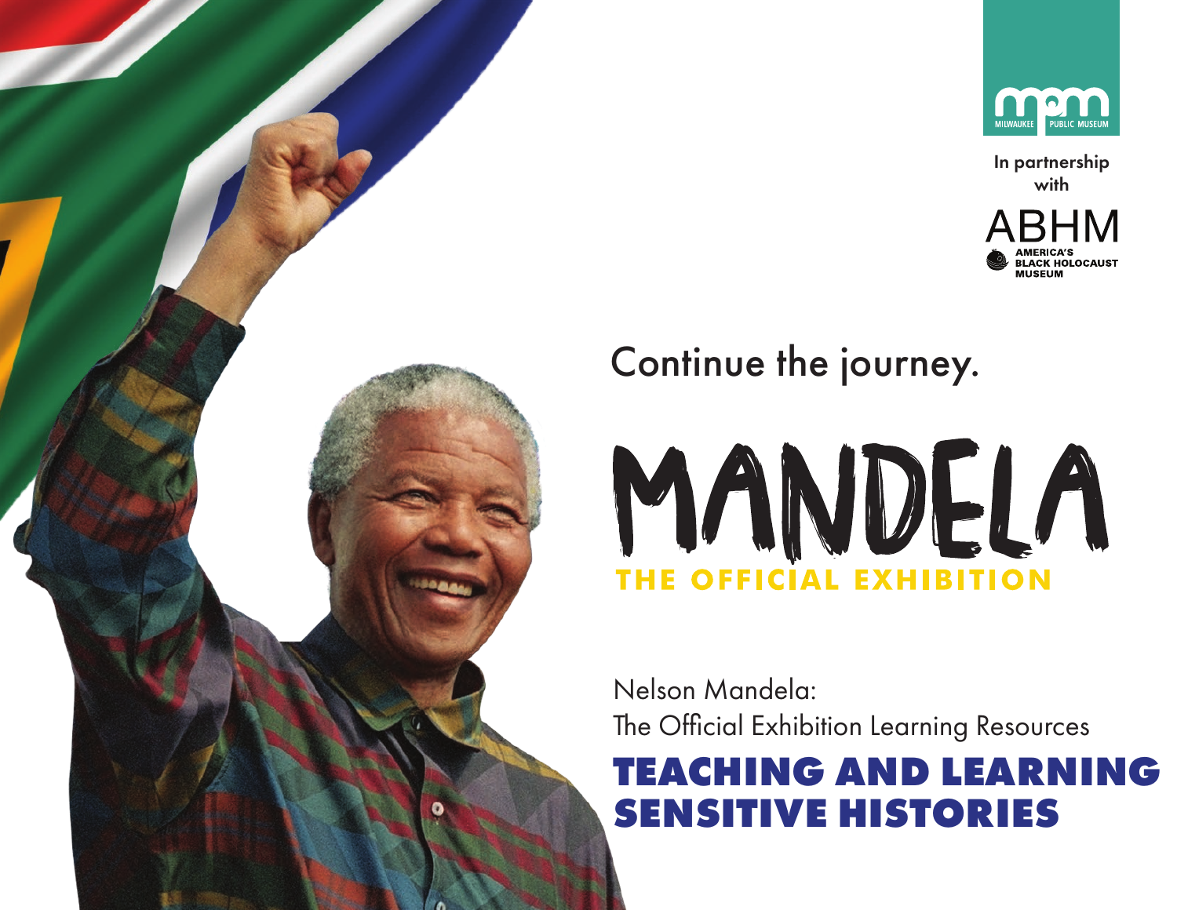MILWAUKEE PUBLIC MUSEUM

In partnership with

ABHM AMERICA'S BLACK HOLOCAUST MUSEUM

Continue the journey.

# MANDELA

## THE OFFICIAL EXHIBITION

Nelson Mandela:
The Official Exhibition Learning Resources

# TEACHING AND LEARNING SENSITIVE HISTORIES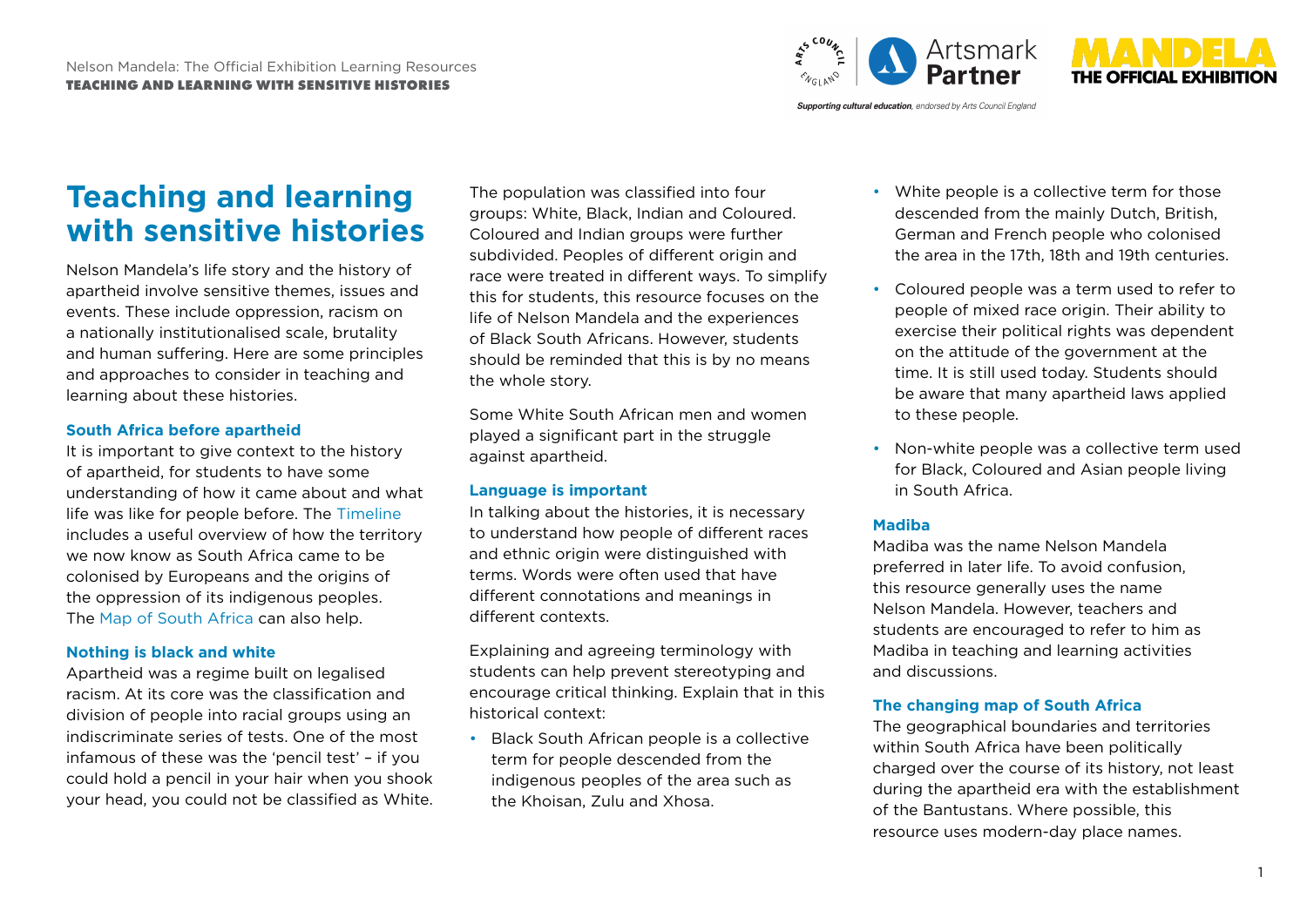# Teaching and learning with sensitive histories

Nelson Mandela's life story and the history of apartheid involve sensitive themes, issues and events. These include oppression, racism on a nationally institutionalised scale, brutality and human suffering. Here are some principles and approaches to consider in teaching and learning about these histories.

### South Africa before apartheid

It is important to give context to the history of apartheid, for students to have some understanding of how it came about and what life was like for people before. The Timeline includes a useful overview of how the territory we now know as South Africa came to be colonised by Europeans and the origins of the oppression of its indigenous peoples. The Map of South Africa can also help.

### Nothing is black and white

Apartheid was a regime built on legalised racism. At its core was the classification and division of people into racial groups using an indiscriminate series of tests. One of the most infamous of these was the 'pencil test' – if you could hold a pencil in your hair when you shook your head, you could not be classified as White.

The population was classified into four groups: White, Black, Indian and Coloured. Coloured and Indian groups were further subdivided. Peoples of different origin and race were treated in different ways. To simplify this for students, this resource focuses on the life of Nelson Mandela and the experiences of Black South Africans. However, students should be reminded that this is by no means the whole story.

Some White South African men and women played a significant part in the struggle against apartheid.

### Language is important

In talking about the histories, it is necessary to understand how people of different races and ethnic origin were distinguished with terms. Words were often used that have different connotations and meanings in different contexts.

Explaining and agreeing terminology with students can help prevent stereotyping and encourage critical thinking. Explain that in this historical context:

- Black South African people is a collective term for people descended from the indigenous peoples of the area such as the Khoisan, Zulu and Xhosa.
- White people is a collective term for those descended from the mainly Dutch, British, German and French people who colonised the area in the 17th, 18th and 19th centuries.
- Coloured people was a term used to refer to people of mixed race origin. Their ability to exercise their political rights was dependent on the attitude of the government at the time. It is still used today. Students should be aware that many apartheid laws applied to these people.
- Non-white people was a collective term used for Black, Coloured and Asian people living in South Africa.

### Madiba

Madiba was the name Nelson Mandela preferred in later life. To avoid confusion, this resource generally uses the name Nelson Mandela. However, teachers and students are encouraged to refer to him as Madiba in teaching and learning activities and discussions.

### The changing map of South Africa

The geographical boundaries and territories within South Africa have been politically charged over the course of its history, not least during the apartheid era with the establishment of the Bantustans. Where possible, this resource uses modern-day place names.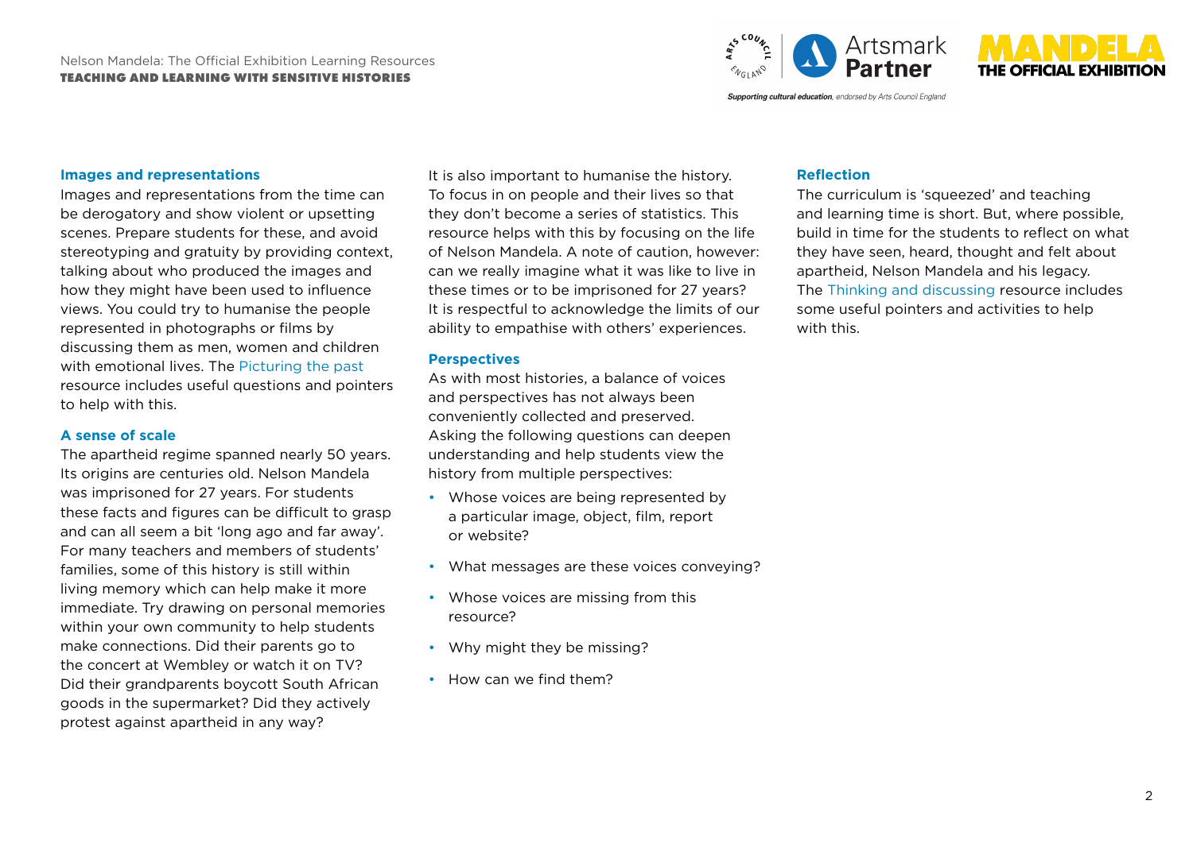### Images and representations

Images and representations from the time can be derogatory and show violent or upsetting scenes. Prepare students for these, and avoid stereotyping and gratuity by providing context, talking about who produced the images and how they might have been used to influence views. You could try to humanise the people represented in photographs or films by discussing them as men, women and children with emotional lives. The Picturing the past resource includes useful questions and pointers to help with this.

### A sense of scale

The apartheid regime spanned nearly 50 years. Its origins are centuries old. Nelson Mandela was imprisoned for 27 years. For students these facts and figures can be difficult to grasp and can all seem a bit 'long ago and far away'. For many teachers and members of students' families, some of this history is still within living memory which can help make it more immediate. Try drawing on personal memories within your own community to help students make connections. Did their parents go to the concert at Wembley or watch it on TV? Did their grandparents boycott South African goods in the supermarket? Did they actively protest against apartheid in any way?

It is also important to humanise the history. To focus in on people and their lives so that they don't become a series of statistics. This resource helps with this by focusing on the life of Nelson Mandela. A note of caution, however: can we really imagine what it was like to live in these times or to be imprisoned for 27 years? It is respectful to acknowledge the limits of our ability to empathise with others' experiences.

### Perspectives

As with most histories, a balance of voices and perspectives has not always been conveniently collected and preserved. Asking the following questions can deepen understanding and help students view the history from multiple perspectives:

- Whose voices are being represented by a particular image, object, film, report or website?
- What messages are these voices conveying?
- Whose voices are missing from this resource?
- Why might they be missing?
- How can we find them?

### Reflection

The curriculum is 'squeezed' and teaching and learning time is short. But, where possible, build in time for the students to reflect on what they have seen, heard, thought and felt about apartheid, Nelson Mandela and his legacy. The Thinking and discussing resource includes some useful pointers and activities to help with this.